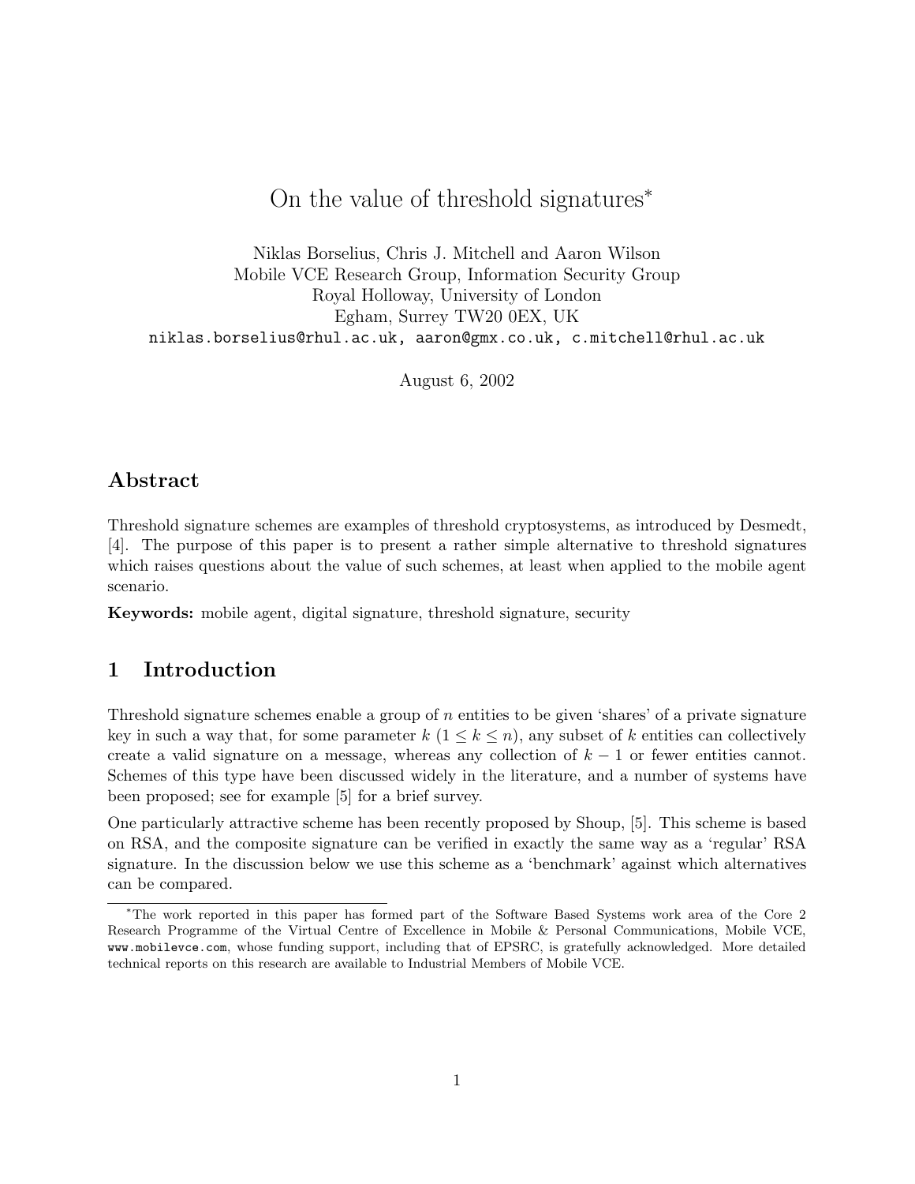# On the value of threshold signatures*

Niklas Borselius, Chris J. Mitchell and Aaron Wilson
Mobile VCE Research Group, Information Security Group
Royal Holloway, University of London
Egham, Surrey TW20 0EX, UK
niklas.borselius@rhul.ac.uk, aaron@gmx.co.uk, c.mitchell@rhul.ac.uk

August 6, 2002

## Abstract

Threshold signature schemes are examples of threshold cryptosystems, as introduced by Desmedt, [4]. The purpose of this paper is to present a rather simple alternative to threshold signatures which raises questions about the value of such schemes, at least when applied to the mobile agent scenario.

**Keywords:** mobile agent, digital signature, threshold signature, security

## 1 Introduction

Threshold signature schemes enable a group of $n$ entities to be given 'shares' of a private signature key in such a way that, for some parameter $k$ ($1 \leq k \leq n$), any subset of $k$ entities can collectively create a valid signature on a message, whereas any collection of $k-1$ or fewer entities cannot. Schemes of this type have been discussed widely in the literature, and a number of systems have been proposed; see for example [5] for a brief survey.

One particularly attractive scheme has been recently proposed by Shoup, [5]. This scheme is based on RSA, and the composite signature can be verified in exactly the same way as a 'regular' RSA signature. In the discussion below we use this scheme as a 'benchmark' against which alternatives can be compared.

*The work reported in this paper has formed part of the Software Based Systems work area of the Core 2 Research Programme of the Virtual Centre of Excellence in Mobile & Personal Communications, Mobile VCE, www.mobilevce.com, whose funding support, including that of EPSRC, is gratefully acknowledged. More detailed technical reports on this research are available to Industrial Members of Mobile VCE.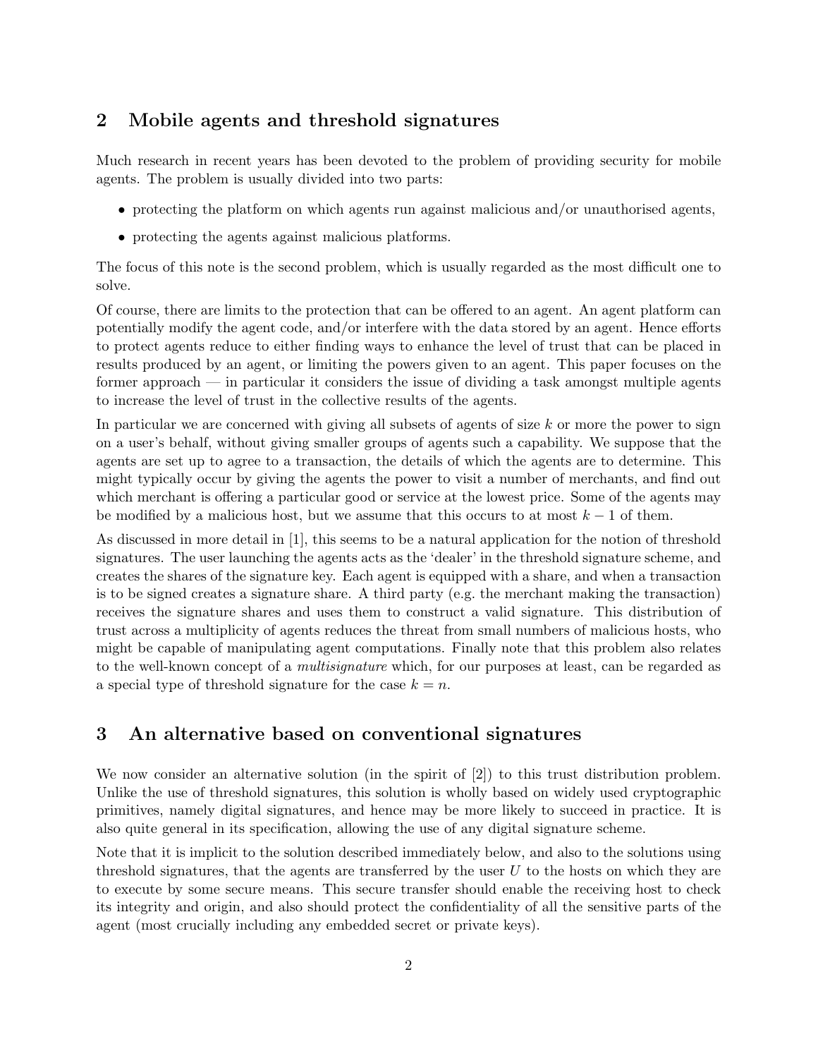## 2 Mobile agents and threshold signatures

Much research in recent years has been devoted to the problem of providing security for mobile agents. The problem is usually divided into two parts:

- protecting the platform on which agents run against malicious and/or unauthorised agents,
- protecting the agents against malicious platforms.

The focus of this note is the second problem, which is usually regarded as the most difficult one to solve.

Of course, there are limits to the protection that can be offered to an agent. An agent platform can potentially modify the agent code, and/or interfere with the data stored by an agent. Hence efforts to protect agents reduce to either finding ways to enhance the level of trust that can be placed in results produced by an agent, or limiting the powers given to an agent. This paper focuses on the former approach — in particular it considers the issue of dividing a task amongst multiple agents to increase the level of trust in the collective results of the agents.

In particular we are concerned with giving all subsets of agents of size $k$ or more the power to sign on a user's behalf, without giving smaller groups of agents such a capability. We suppose that the agents are set up to agree to a transaction, the details of which the agents are to determine. This might typically occur by giving the agents the power to visit a number of merchants, and find out which merchant is offering a particular good or service at the lowest price. Some of the agents may be modified by a malicious host, but we assume that this occurs to at most $k-1$ of them.

As discussed in more detail in [1], this seems to be a natural application for the notion of threshold signatures. The user launching the agents acts as the 'dealer' in the threshold signature scheme, and creates the shares of the signature key. Each agent is equipped with a share, and when a transaction is to be signed creates a signature share. A third party (e.g. the merchant making the transaction) receives the signature shares and uses them to construct a valid signature. This distribution of trust across a multiplicity of agents reduces the threat from small numbers of malicious hosts, who might be capable of manipulating agent computations. Finally note that this problem also relates to the well-known concept of a *multisignature* which, for our purposes at least, can be regarded as a special type of threshold signature for the case $k = n$.

## 3 An alternative based on conventional signatures

We now consider an alternative solution (in the spirit of [2]) to this trust distribution problem. Unlike the use of threshold signatures, this solution is wholly based on widely used cryptographic primitives, namely digital signatures, and hence may be more likely to succeed in practice. It is also quite general in its specification, allowing the use of any digital signature scheme.

Note that it is implicit to the solution described immediately below, and also to the solutions using threshold signatures, that the agents are transferred by the user $U$ to the hosts on which they are to execute by some secure means. This secure transfer should enable the receiving host to check its integrity and origin, and also should protect the confidentiality of all the sensitive parts of the agent (most crucially including any embedded secret or private keys).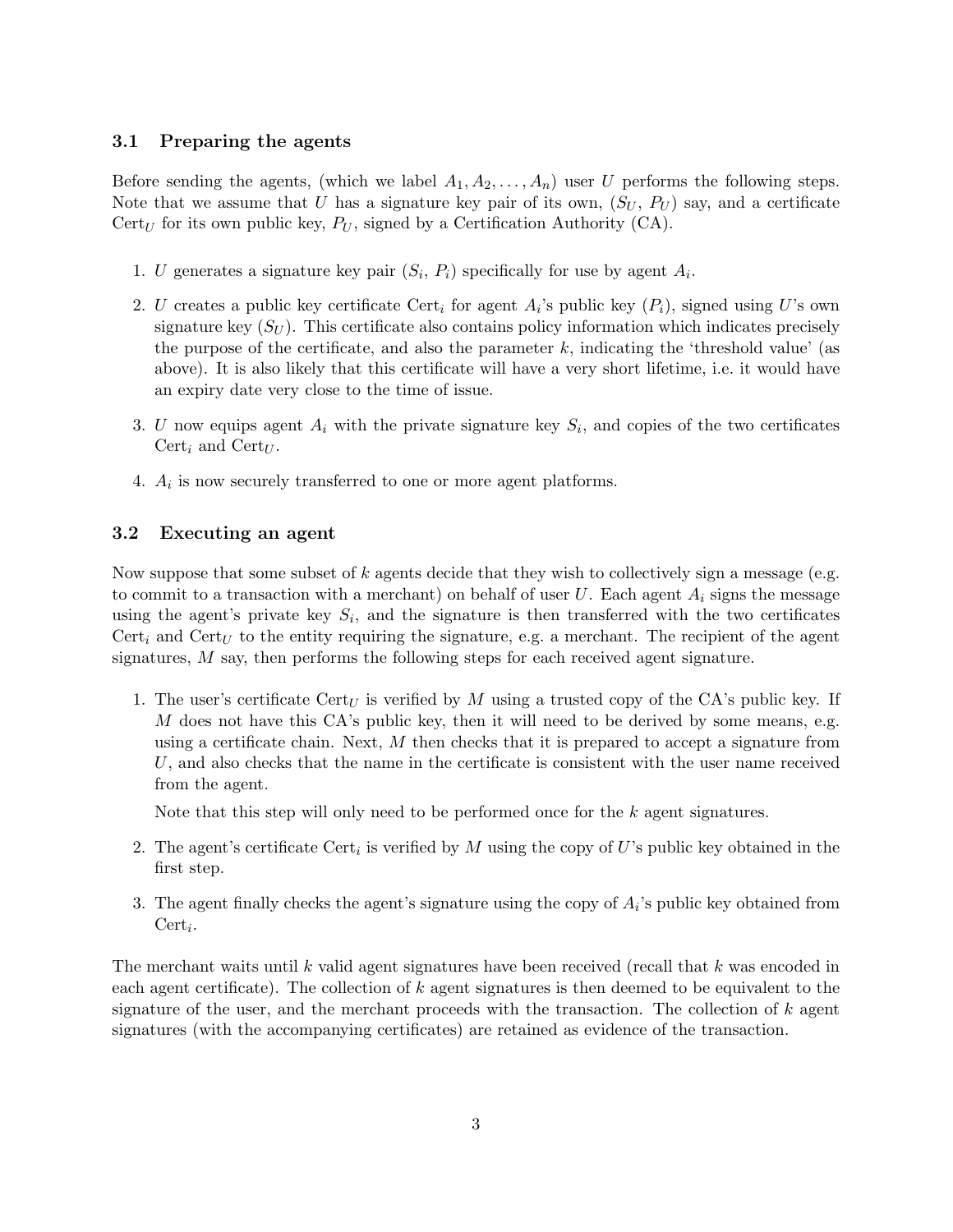### 3.1 Preparing the agents

Before sending the agents, (which we label $A_1, A_2, \ldots, A_n$) user $U$ performs the following steps. Note that we assume that $U$ has a signature key pair of its own, ($S_U$, $P_U$) say, and a certificate $\text{Cert}_U$ for its own public key, $P_U$, signed by a Certification Authority (CA).

1. $U$ generates a signature key pair ($S_i$, $P_i$) specifically for use by agent $A_i$.
2. $U$ creates a public key certificate $\text{Cert}_i$ for agent $A_i$'s public key ($P_i$), signed using $U$'s own signature key ($S_U$). This certificate also contains policy information which indicates precisely the purpose of the certificate, and also the parameter $k$, indicating the 'threshold value' (as above). It is also likely that this certificate will have a very short lifetime, i.e. it would have an expiry date very close to the time of issue.
3. $U$ now equips agent $A_i$ with the private signature key $S_i$, and copies of the two certificates $\text{Cert}_i$ and $\text{Cert}_U$.
4. $A_i$ is now securely transferred to one or more agent platforms.

### 3.2 Executing an agent

Now suppose that some subset of $k$ agents decide that they wish to collectively sign a message (e.g. to commit to a transaction with a merchant) on behalf of user $U$. Each agent $A_i$ signs the message using the agent's private key $S_i$, and the signature is then transferred with the two certificates $\text{Cert}_i$ and $\text{Cert}_U$ to the entity requiring the signature, e.g. a merchant. The recipient of the agent signatures, $M$ say, then performs the following steps for each received agent signature.

1. The user's certificate $\text{Cert}_U$ is verified by $M$ using a trusted copy of the CA's public key. If $M$ does not have this CA's public key, then it will need to be derived by some means, e.g. using a certificate chain. Next, $M$ then checks that it is prepared to accept a signature from $U$, and also checks that the name in the certificate is consistent with the user name received from the agent.

   Note that this step will only need to be performed once for the $k$ agent signatures.

2. The agent's certificate $\text{Cert}_i$ is verified by $M$ using the copy of $U$'s public key obtained in the first step.
3. The agent finally checks the agent's signature using the copy of $A_i$'s public key obtained from $\text{Cert}_i$.

The merchant waits until $k$ valid agent signatures have been received (recall that $k$ was encoded in each agent certificate). The collection of $k$ agent signatures is then deemed to be equivalent to the signature of the user, and the merchant proceeds with the transaction. The collection of $k$ agent signatures (with the accompanying certificates) are retained as evidence of the transaction.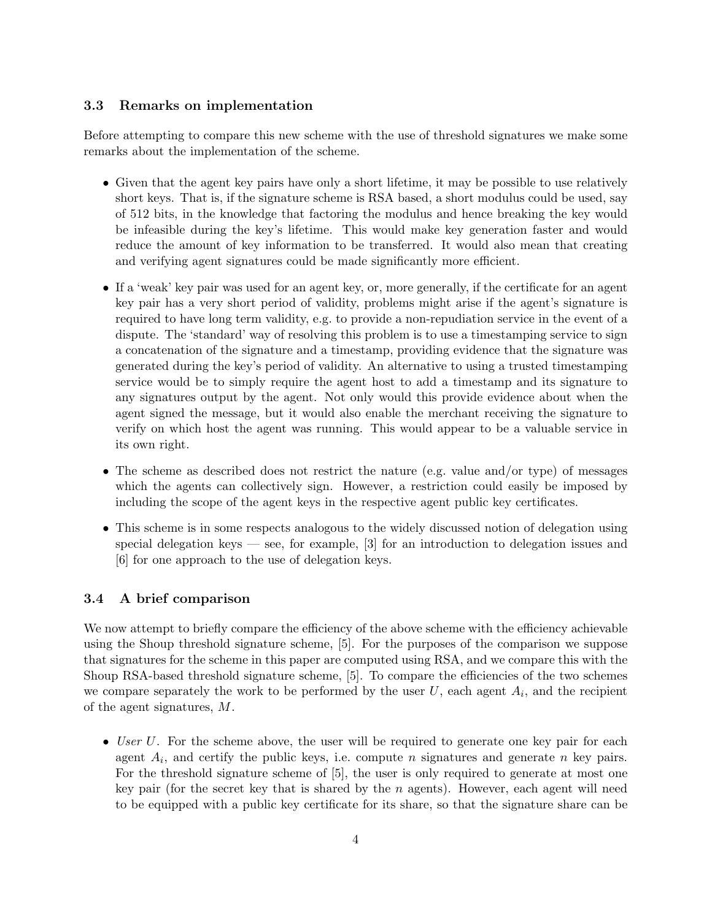### 3.3 Remarks on implementation

Before attempting to compare this new scheme with the use of threshold signatures we make some remarks about the implementation of the scheme.

- Given that the agent key pairs have only a short lifetime, it may be possible to use relatively short keys. That is, if the signature scheme is RSA based, a short modulus could be used, say of 512 bits, in the knowledge that factoring the modulus and hence breaking the key would be infeasible during the key's lifetime. This would make key generation faster and would reduce the amount of key information to be transferred. It would also mean that creating and verifying agent signatures could be made significantly more efficient.
- If a 'weak' key pair was used for an agent key, or, more generally, if the certificate for an agent key pair has a very short period of validity, problems might arise if the agent's signature is required to have long term validity, e.g. to provide a non-repudiation service in the event of a dispute. The 'standard' way of resolving this problem is to use a timestamping service to sign a concatenation of the signature and a timestamp, providing evidence that the signature was generated during the key's period of validity. An alternative to using a trusted timestamping service would be to simply require the agent host to add a timestamp and its signature to any signatures output by the agent. Not only would this provide evidence about when the agent signed the message, but it would also enable the merchant receiving the signature to verify on which host the agent was running. This would appear to be a valuable service in its own right.
- The scheme as described does not restrict the nature (e.g. value and/or type) of messages which the agents can collectively sign. However, a restriction could easily be imposed by including the scope of the agent keys in the respective agent public key certificates.
- This scheme is in some respects analogous to the widely discussed notion of delegation using special delegation keys — see, for example, [3] for an introduction to delegation issues and [6] for one approach to the use of delegation keys.

### 3.4 A brief comparison

We now attempt to briefly compare the efficiency of the above scheme with the efficiency achievable using the Shoup threshold signature scheme, [5]. For the purposes of the comparison we suppose that signatures for the scheme in this paper are computed using RSA, and we compare this with the Shoup RSA-based threshold signature scheme, [5]. To compare the efficiencies of the two schemes we compare separately the work to be performed by the user $U$, each agent $A_i$, and the recipient of the agent signatures, $M$.

- *User* $U$. For the scheme above, the user will be required to generate one key pair for each agent $A_i$, and certify the public keys, i.e. compute $n$ signatures and generate $n$ key pairs. For the threshold signature scheme of [5], the user is only required to generate at most one key pair (for the secret key that is shared by the $n$ agents). However, each agent will need to be equipped with a public key certificate for its share, so that the signature share can be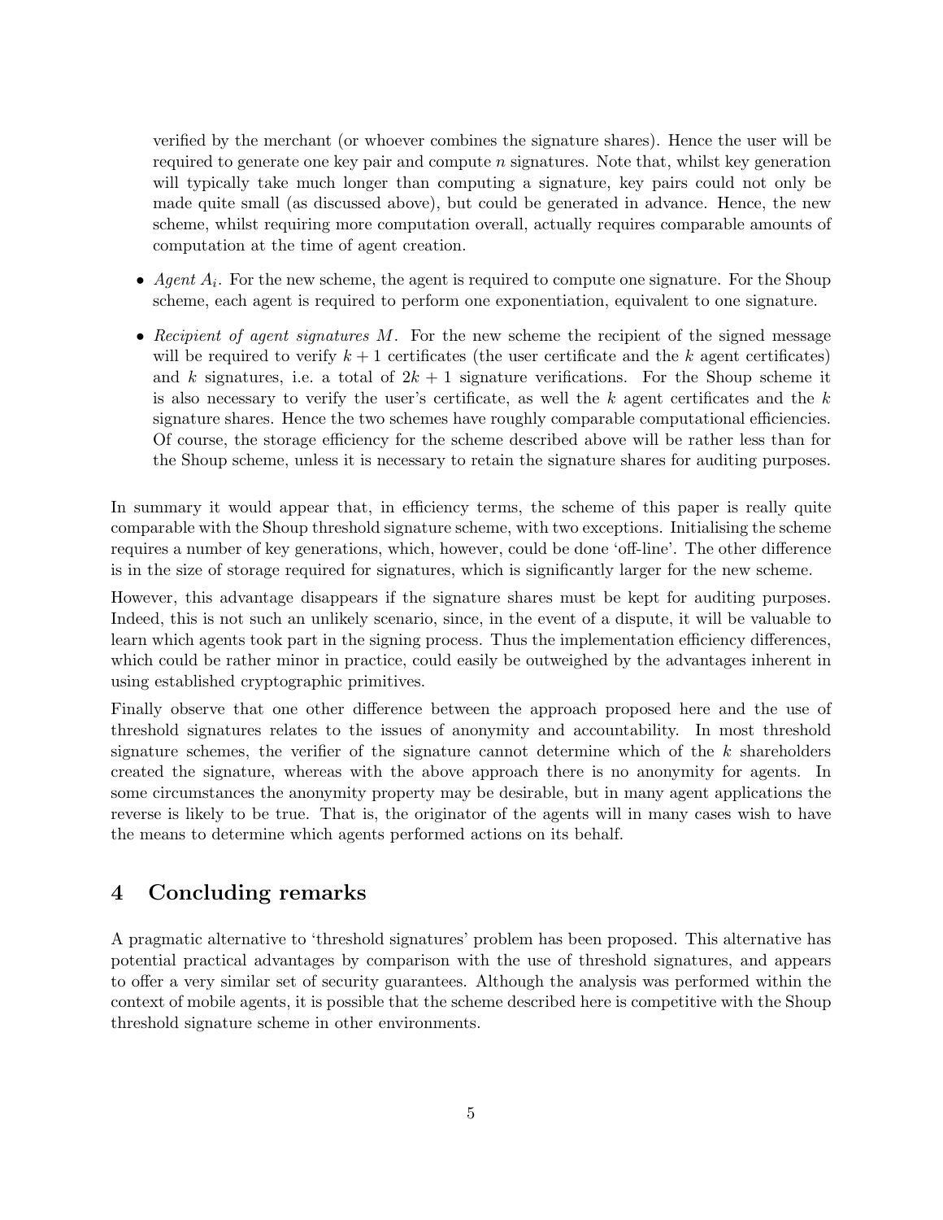verified by the merchant (or whoever combines the signature shares). Hence the user will be required to generate one key pair and compute $n$ signatures. Note that, whilst key generation will typically take much longer than computing a signature, key pairs could not only be made quite small (as discussed above), but could be generated in advance. Hence, the new scheme, whilst requiring more computation overall, actually requires comparable amounts of computation at the time of agent creation.

- *Agent $A_i$.* For the new scheme, the agent is required to compute one signature. For the Shoup scheme, each agent is required to perform one exponentiation, equivalent to one signature.
- *Recipient of agent signatures $M$.* For the new scheme the recipient of the signed message will be required to verify $k+1$ certificates (the user certificate and the $k$ agent certificates) and $k$ signatures, i.e. a total of $2k+1$ signature verifications. For the Shoup scheme it is also necessary to verify the user's certificate, as well the $k$ agent certificates and the $k$ signature shares. Hence the two schemes have roughly comparable computational efficiencies. Of course, the storage efficiency for the scheme described above will be rather less than for the Shoup scheme, unless it is necessary to retain the signature shares for auditing purposes.

In summary it would appear that, in efficiency terms, the scheme of this paper is really quite comparable with the Shoup threshold signature scheme, with two exceptions. Initialising the scheme requires a number of key generations, which, however, could be done 'off-line'. The other difference is in the size of storage required for signatures, which is significantly larger for the new scheme.

However, this advantage disappears if the signature shares must be kept for auditing purposes. Indeed, this is not such an unlikely scenario, since, in the event of a dispute, it will be valuable to learn which agents took part in the signing process. Thus the implementation efficiency differences, which could be rather minor in practice, could easily be outweighed by the advantages inherent in using established cryptographic primitives.

Finally observe that one other difference between the approach proposed here and the use of threshold signatures relates to the issues of anonymity and accountability. In most threshold signature schemes, the verifier of the signature cannot determine which of the $k$ shareholders created the signature, whereas with the above approach there is no anonymity for agents. In some circumstances the anonymity property may be desirable, but in many agent applications the reverse is likely to be true. That is, the originator of the agents will in many cases wish to have the means to determine which agents performed actions on its behalf.

## 4 Concluding remarks

A pragmatic alternative to 'threshold signatures' problem has been proposed. This alternative has potential practical advantages by comparison with the use of threshold signatures, and appears to offer a very similar set of security guarantees. Although the analysis was performed within the context of mobile agents, it is possible that the scheme described here is competitive with the Shoup threshold signature scheme in other environments.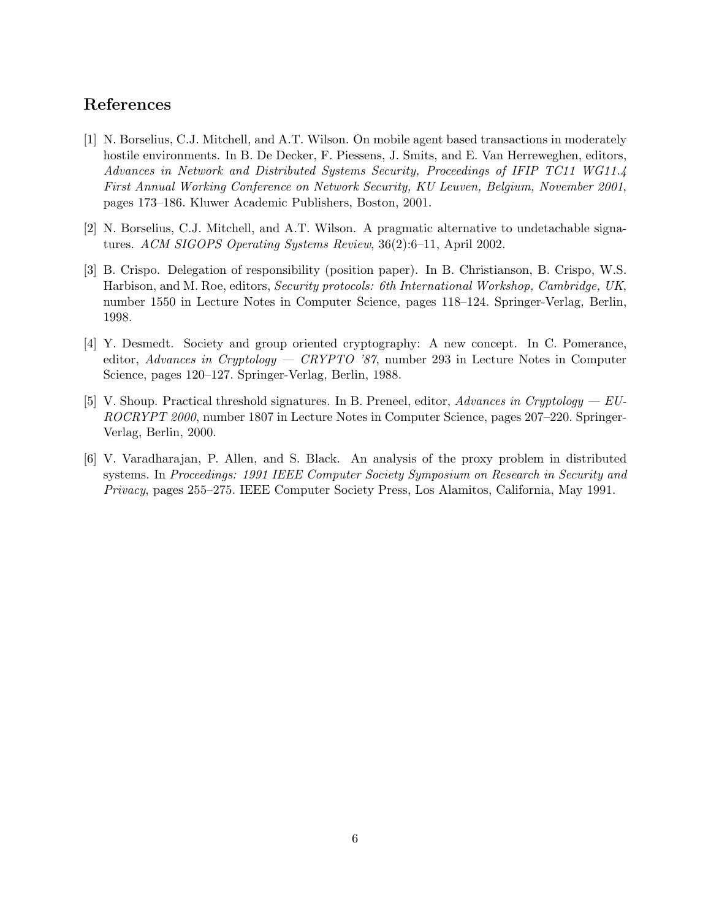## References

[1] N. Borselius, C.J. Mitchell, and A.T. Wilson. On mobile agent based transactions in moderately hostile environments. In B. De Decker, F. Piessens, J. Smits, and E. Van Herreweghen, editors, *Advances in Network and Distributed Systems Security, Proceedings of IFIP TC11 WG11.4 First Annual Working Conference on Network Security, KU Leuven, Belgium, November 2001*, pages 173–186. Kluwer Academic Publishers, Boston, 2001.

[2] N. Borselius, C.J. Mitchell, and A.T. Wilson. A pragmatic alternative to undetachable signatures. *ACM SIGOPS Operating Systems Review*, 36(2):6–11, April 2002.

[3] B. Crispo. Delegation of responsibility (position paper). In B. Christianson, B. Crispo, W.S. Harbison, and M. Roe, editors, *Security protocols: 6th International Workshop, Cambridge, UK*, number 1550 in Lecture Notes in Computer Science, pages 118–124. Springer-Verlag, Berlin, 1998.

[4] Y. Desmedt. Society and group oriented cryptography: A new concept. In C. Pomerance, editor, *Advances in Cryptology — CRYPTO '87*, number 293 in Lecture Notes in Computer Science, pages 120–127. Springer-Verlag, Berlin, 1988.

[5] V. Shoup. Practical threshold signatures. In B. Preneel, editor, *Advances in Cryptology — EUROCRYPT 2000*, number 1807 in Lecture Notes in Computer Science, pages 207–220. Springer-Verlag, Berlin, 2000.

[6] V. Varadharajan, P. Allen, and S. Black. An analysis of the proxy problem in distributed systems. In *Proceedings: 1991 IEEE Computer Society Symposium on Research in Security and Privacy*, pages 255–275. IEEE Computer Society Press, Los Alamitos, California, May 1991.